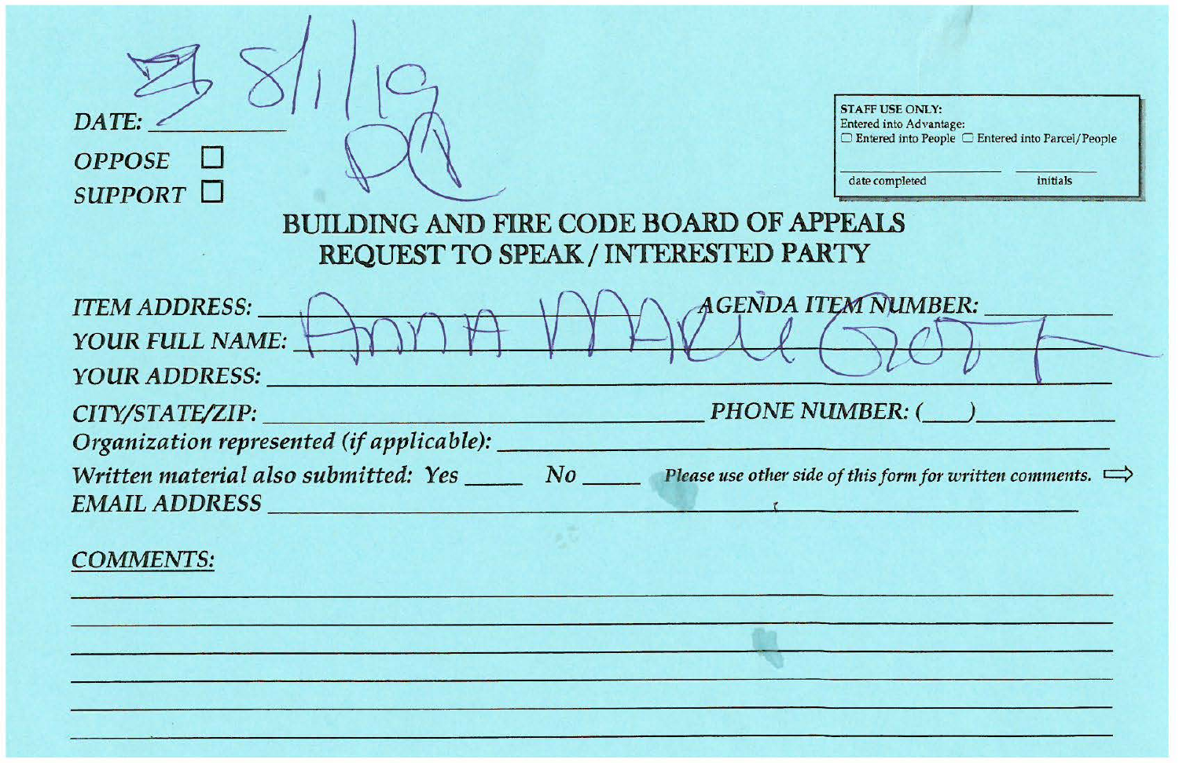DATE: 8/1/19 PO

OPPOSE ☐

SUPPORT ☐

STAFF USE ONLY:
Entered into Advantage:
☐ Entered into People ☐ Entered into Parcel/People

date completed ______ initials ______

# BUILDING AND FIRE CODE BOARD OF APPEALS
## REQUEST TO SPEAK / INTERESTED PARTY

*ITEM ADDRESS:* ______________________ *AGENDA ITEM NUMBER:* __________

*YOUR FULL NAME:* Anna Marie Groot

*YOUR ADDRESS:* ______________________

*CITY/STATE/ZIP:* ______________________ *PHONE NUMBER:* (___)__________

*Organization represented (if applicable):* ______________________

*Written material also submitted: Yes* _____ *No* _____ *Please use other side of this form for written comments.* ⇨

*EMAIL ADDRESS* ______________________

*COMMENTS:*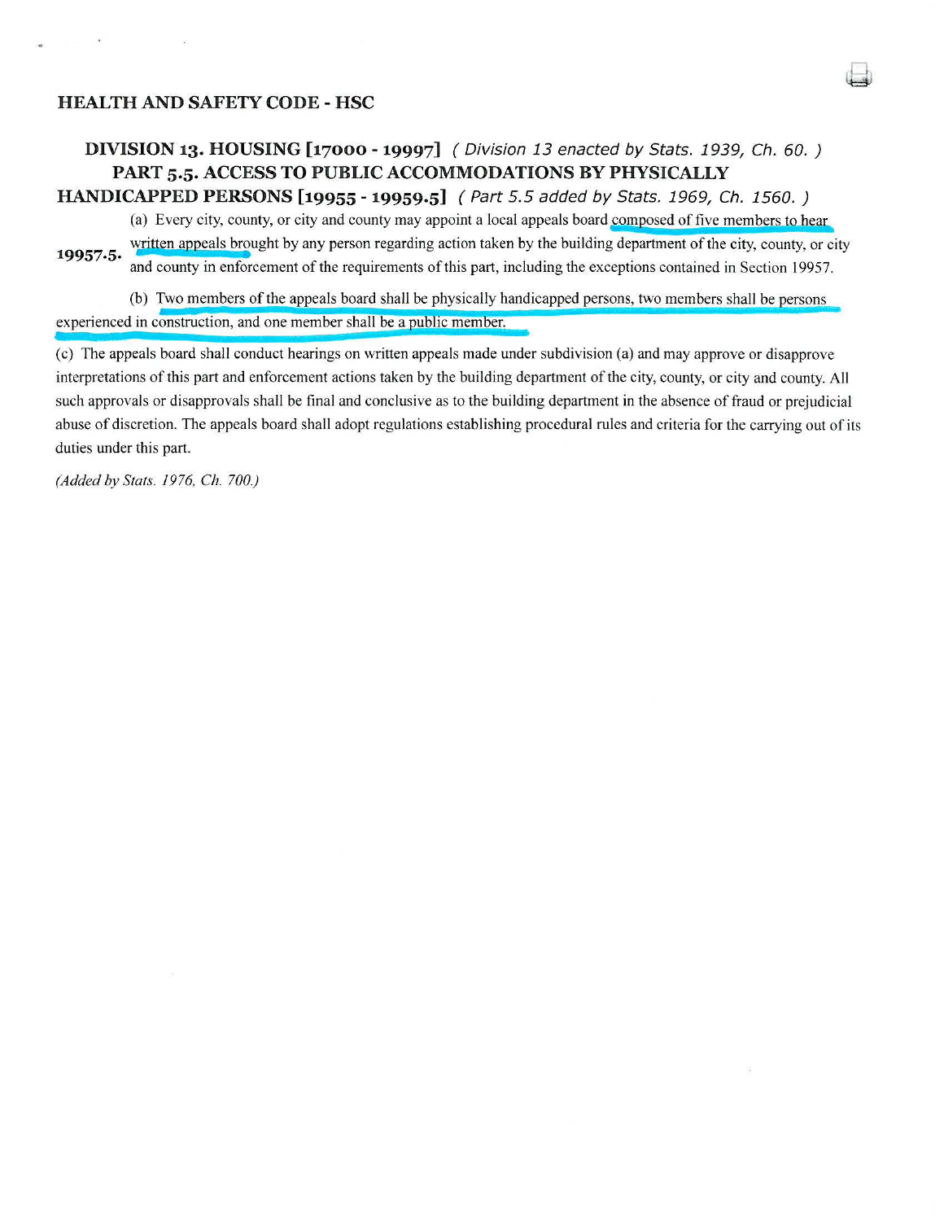## HEALTH AND SAFETY CODE - HSC

### DIVISION 13. HOUSING [17000 - 19997] *( Division 13 enacted by Stats. 1939, Ch. 60. )*

### PART 5.5. ACCESS TO PUBLIC ACCOMMODATIONS BY PHYSICALLY HANDICAPPED PERSONS [19955 - 19959.5] *( Part 5.5 added by Stats. 1969, Ch. 1560. )*

**19957.5.** (a) Every city, county, or city and county may appoint a local appeals board composed of five members to hear written appeals brought by any person regarding action taken by the building department of the city, county, or city and county in enforcement of the requirements of this part, including the exceptions contained in Section 19957.

(b) Two members of the appeals board shall be physically handicapped persons, two members shall be persons experienced in construction, and one member shall be a public member.

(c) The appeals board shall conduct hearings on written appeals made under subdivision (a) and may approve or disapprove interpretations of this part and enforcement actions taken by the building department of the city, county, or city and county. All such approvals or disapprovals shall be final and conclusive as to the building department in the absence of fraud or prejudicial abuse of discretion. The appeals board shall adopt regulations establishing procedural rules and criteria for the carrying out of its duties under this part.

*(Added by Stats. 1976, Ch. 700.)*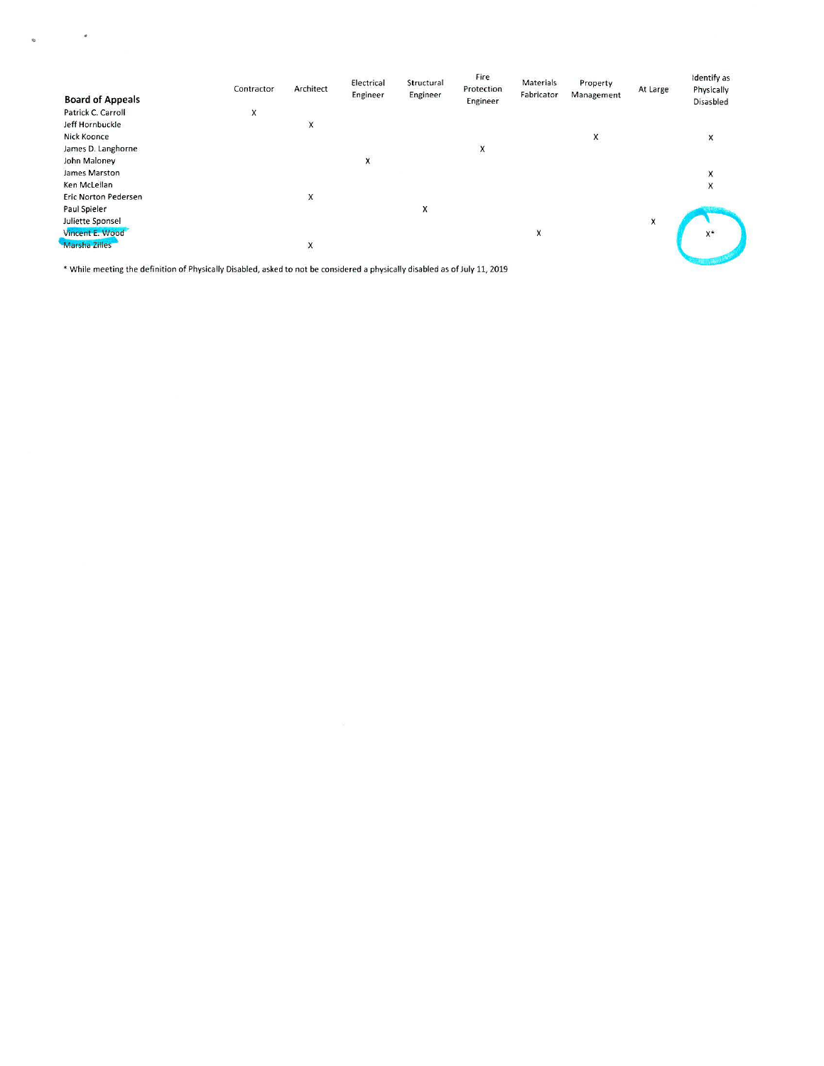| Board of Appeals | Contractor | Architect | Electrical Engineer | Structural Engineer | Fire Protection Engineer | Materials Fabricator | Property Management | At Large | Identify as Physically Disasbled |
|---|---|---|---|---|---|---|---|---|---|
| Patrick C. Carroll | X | | | | | | | | |
| Jeff Hornbuckle | | X | | | | | | | |
| Nick Koonce | | | | | | | X | | X |
| James D. Langhorne | | | | | X | | | | |
| John Maloney | | | X | | | | | | |
| James Marston | | | | | | | | | X |
| Ken McLellan | | | | | | | | | X |
| Eric Norton Pedersen | | X | | | | | | | |
| Paul Spieler | | | | X | | | | | |
| Juliette Sponsel | | | | | | | | X | |
| Vincent E. Wood | | | | | | X | | | X* |
| Marsha Zilles | | X | | | | | | | |

* While meeting the definition of Physically Disabled, asked to not be considered a physically disabled as of July 11, 2019